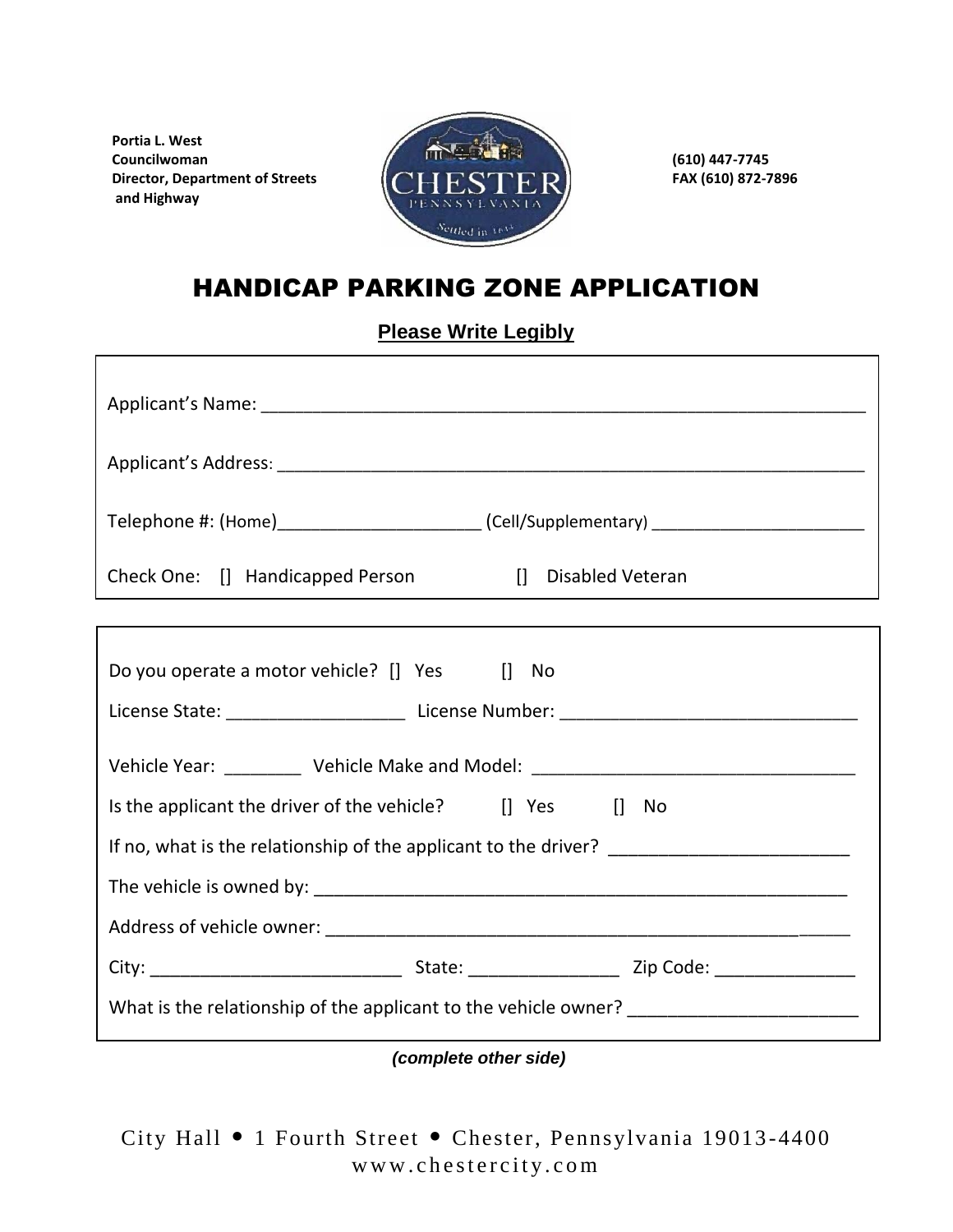**Portia L. West**
**Councilwoman**
**Director, Department of Streets and Highway**

**(610) 447-7745**
**FAX (610) 872-7896**

# HANDICAP PARKING ZONE APPLICATION

**Please Write Legibly**

Applicant's Name: ________________________________________________________________

Applicant's Address: ______________________________________________________________

Telephone #: (Home)____________________ (Cell/Supplementary) ______________________

Check One: [] Handicapped Person [] Disabled Veteran

---

Do you operate a motor vehicle? [] Yes [] No

License State: _________________ License Number: ____________________________

Vehicle Year: ________ Vehicle Make and Model: ________________________________

Is the applicant the driver of the vehicle? [] Yes [] No

If no, what is the relationship of the applicant to the driver? ______________________

The vehicle is owned by: ____________________________________________________

Address of vehicle owner: ___________________________________________________

City: ________________________ State: ______________ Zip Code: _____________

What is the relationship of the applicant to the vehicle owner? ______________________

***(complete other side)***

City Hall • 1 Fourth Street • Chester, Pennsylvania 19013-4400
www.chestercity.com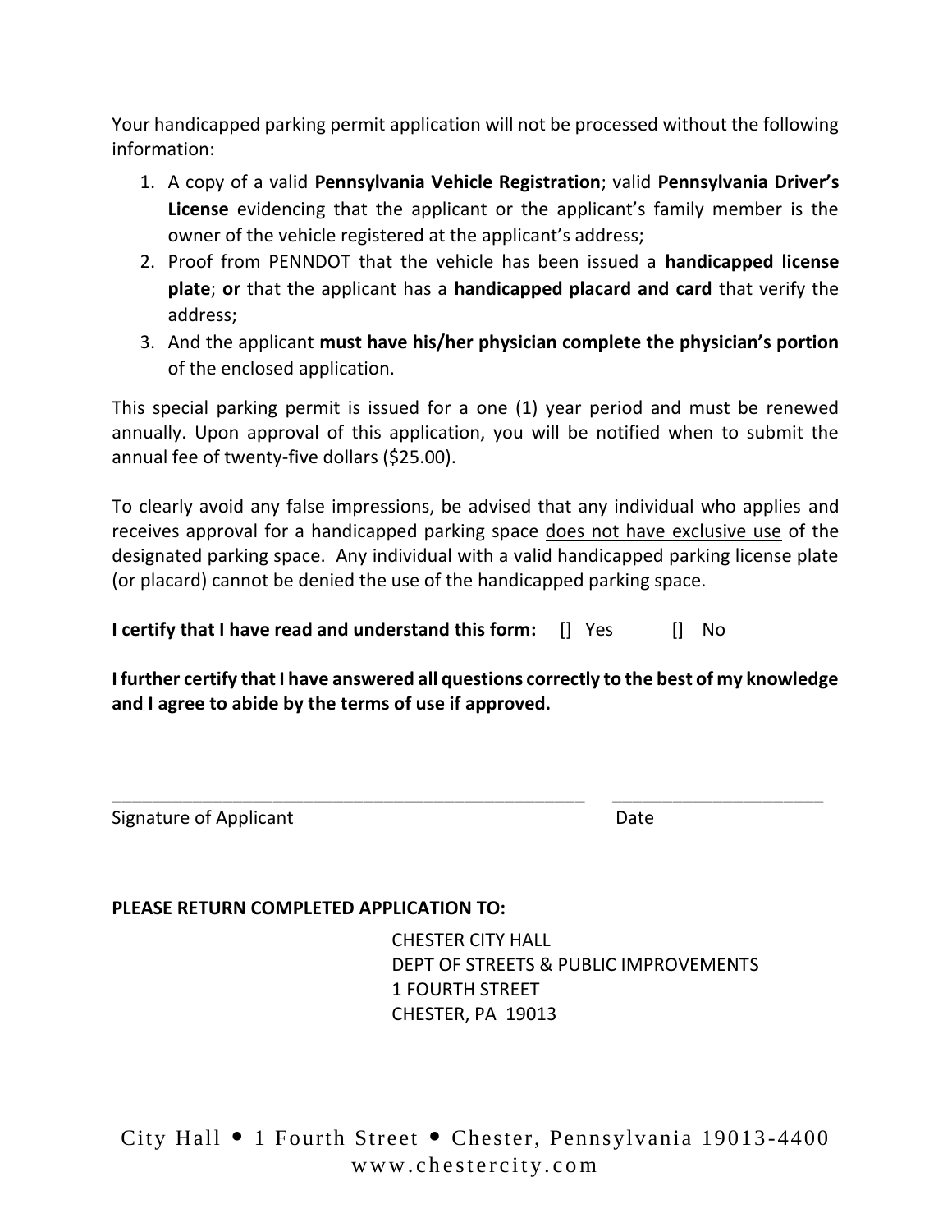Your handicapped parking permit application will not be processed without the following information:

1. A copy of a valid **Pennsylvania Vehicle Registration**; valid **Pennsylvania Driver's License** evidencing that the applicant or the applicant's family member is the owner of the vehicle registered at the applicant's address;
2. Proof from PENNDOT that the vehicle has been issued a **handicapped license plate**; **or** that the applicant has a **handicapped placard and card** that verify the address;
3. And the applicant **must have his/her physician complete the physician's portion** of the enclosed application.

This special parking permit is issued for a one (1) year period and must be renewed annually. Upon approval of this application, you will be notified when to submit the annual fee of twenty-five dollars ($25.00).

To clearly avoid any false impressions, be advised that any individual who applies and receives approval for a handicapped parking space <u>does not have exclusive use</u> of the designated parking space. Any individual with a valid handicapped parking license plate (or placard) cannot be denied the use of the handicapped parking space.

**I certify that I have read and understand this form:** [] Yes [] No

**I further certify that I have answered all questions correctly to the best of my knowledge and I agree to abide by the terms of use if approved.**

\_\_\_\_\_\_\_\_\_\_\_\_\_\_\_\_\_\_\_\_\_\_\_\_\_\_\_\_\_\_\_\_\_\_\_\_\_\_\_\_\_\_\_\_\_\_ \_\_\_\_\_\_\_\_\_\_\_\_\_\_\_\_\_\_\_\_\_\_
Signature of Applicant Date

**PLEASE RETURN COMPLETED APPLICATION TO:**

CHESTER CITY HALL
DEPT OF STREETS & PUBLIC IMPROVEMENTS
1 FOURTH STREET
CHESTER, PA 19013

City Hall • 1 Fourth Street • Chester, Pennsylvania 19013-4400
www.chestercity.com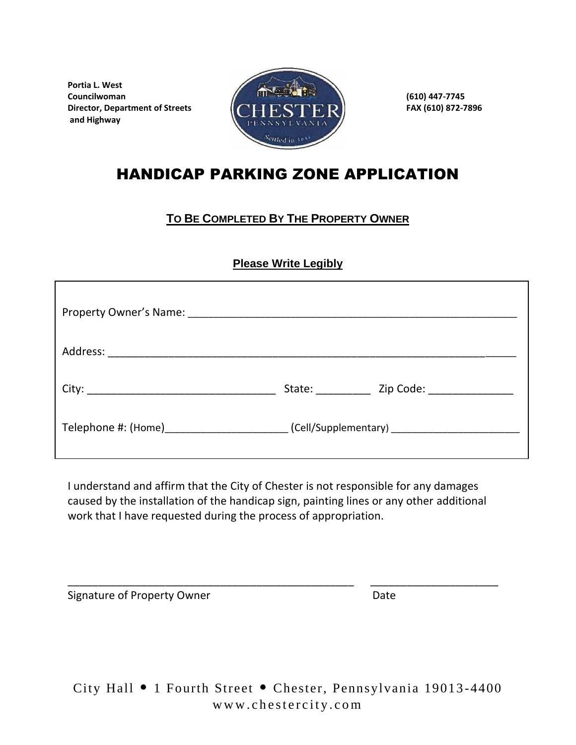**Portia L. West**
**Councilwoman**
**Director, Department of Streets and Highway**

**(610) 447-7745**
**FAX (610) 872-7896**

# HANDICAP PARKING ZONE APPLICATION

**TO BE COMPLETED BY THE PROPERTY OWNER**

**Please Write Legibly**

Property Owner's Name: ___________________________________________________________

Address: _________________________________________________________________________

City: ________________________________ State: _________ Zip Code: ______________

Telephone #: (Home)_____________________ (Cell/Supplementary) _______________________

I understand and affirm that the City of Chester is not responsible for any damages caused by the installation of the handicap sign, painting lines or any other additional work that I have requested during the process of appropriation.

_________________________________________________ _____________________

Signature of Property Owner                                        Date

City Hall • 1 Fourth Street • Chester, Pennsylvania 19013-4400
www.chestercity.com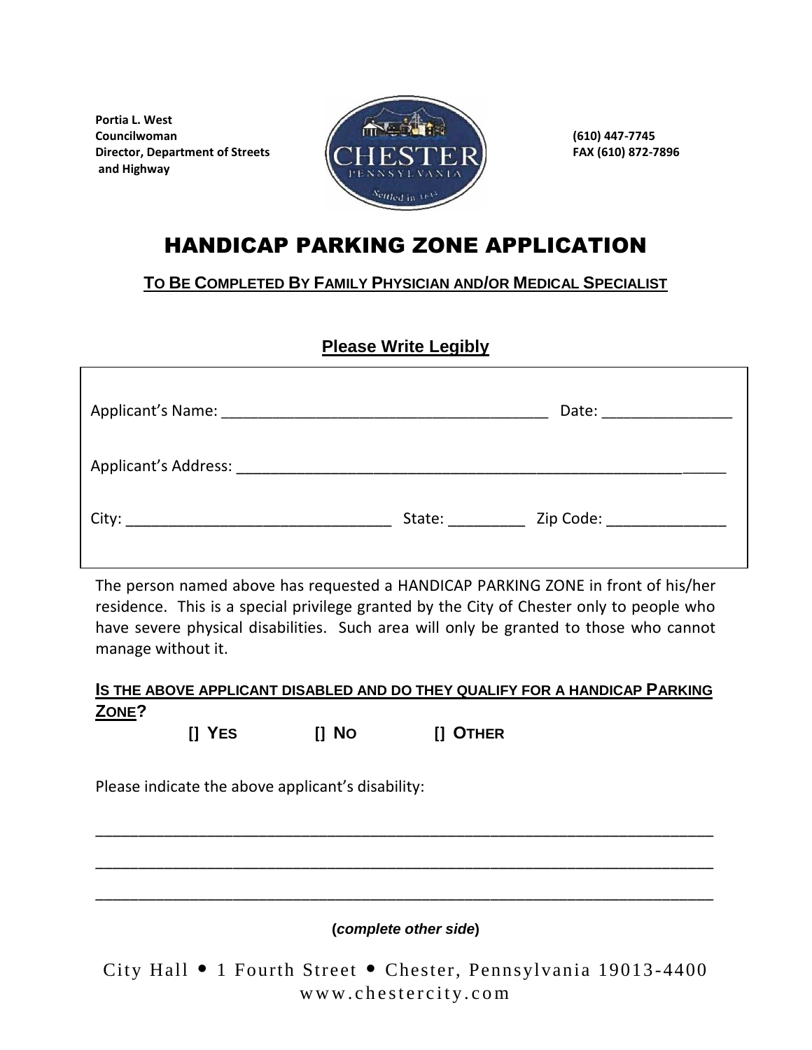**Portia L. West**
**Councilwoman**
**Director, Department of Streets and Highway**

**(610) 447-7745**
**FAX (610) 872-7896**

# HANDICAP PARKING ZONE APPLICATION

**TO BE COMPLETED BY FAMILY PHYSICIAN AND/OR MEDICAL SPECIALIST**

**Please Write Legibly**

Applicant's Name: ______________________________________ Date: _______________

Applicant's Address: ____________________________________________________________

City: _______________________________ State: _________ Zip Code: ______________

The person named above has requested a HANDICAP PARKING ZONE in front of his/her residence. This is a special privilege granted by the City of Chester only to people who have severe physical disabilities. Such area will only be granted to those who cannot manage without it.

**IS THE ABOVE APPLICANT DISABLED AND DO THEY QUALIFY FOR A HANDICAP PARKING ZONE?**

**[] YES** **[] NO** **[] OTHER**

Please indicate the above applicant's disabled:

________________________________________________________________________

________________________________________________________________________

________________________________________________________________________

**(*complete other side*)**

City Hall • 1 Fourth Street • Chester, Pennsylvania 19013-4400
www.chestercity.com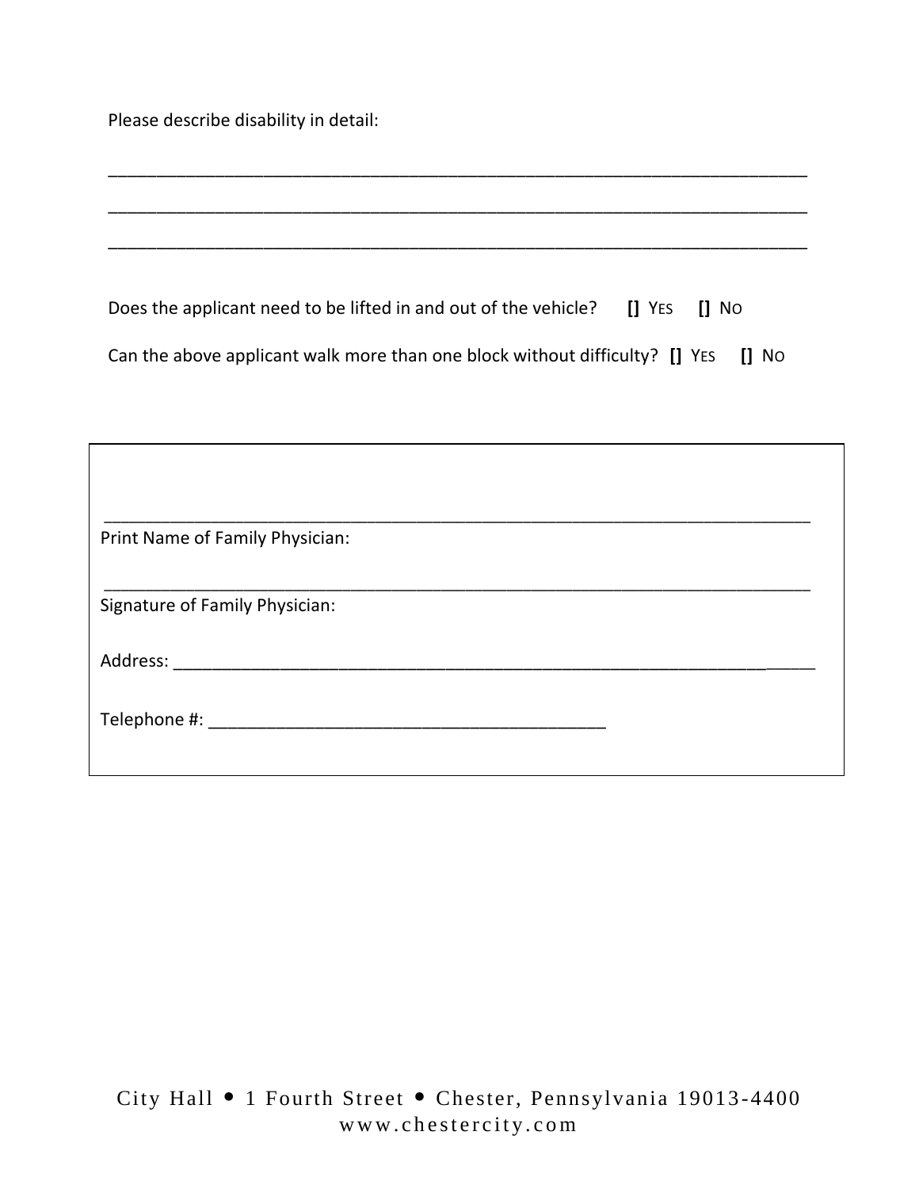Please describe disability in detail:

_______________________________________________________________________________

_______________________________________________________________________________

_______________________________________________________________________________

Does the applicant need to be lifted in and out of the vehicle? **[]** YES **[]** NO

Can the above applicant walk more than one block without difficulty? **[]** YES **[]** NO

_______________________________________________________________________________
Print Name of Family Physician:

_______________________________________________________________________________
Signature of Family Physician:

Address: _______________________________________________________________________

Telephone #: ____________________________________________

City Hall • 1 Fourth Street • Chester, Pennsylvania 19013-4400
www.chestercity.com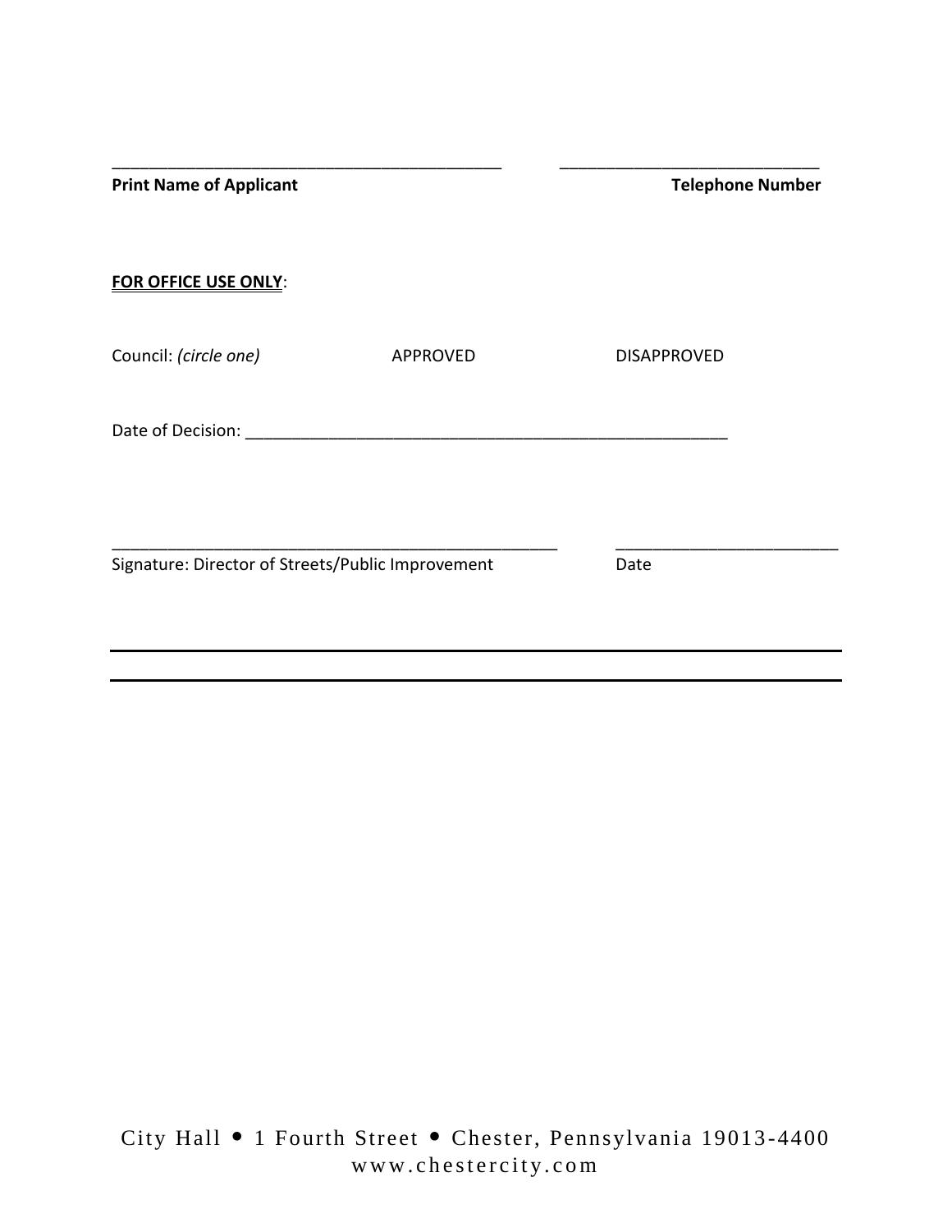_____________________________________________ _____________________________

**Print Name of Applicant** **Telephone Number**

**FOR OFFICE USE ONLY**:

Council: *(circle one)* APPROVED DISAPPROVED

Date of Decision: _______________________________________________________

___________________________________________________ _________________________

Signature: Director of Streets/Public Improvement Date

---

City Hall • 1 Fourth Street • Chester, Pennsylvania 19013-4400
www.chestercity.com